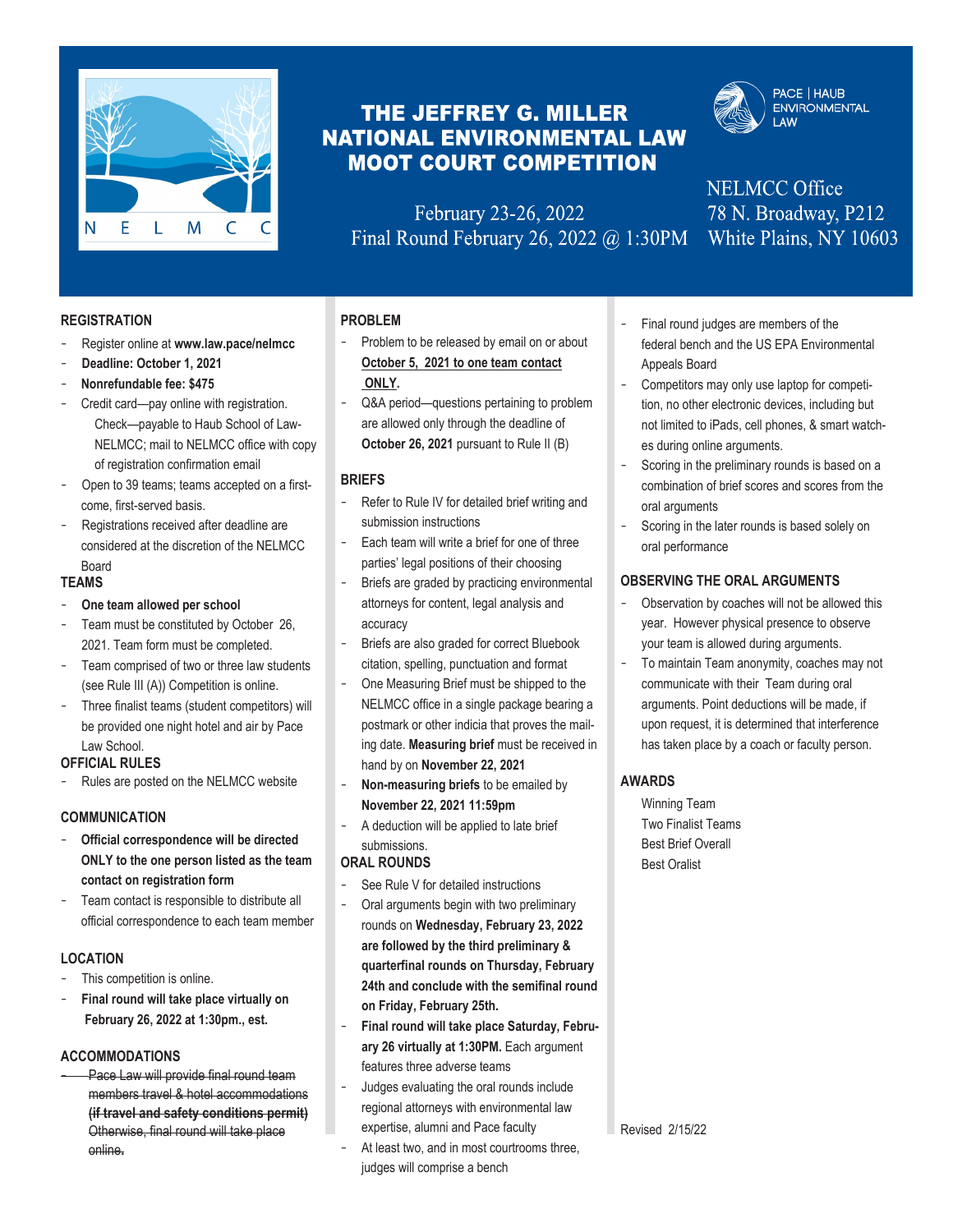# THE JEFFREY G. MILLER NATIONAL ENVIRONMENTAL LAW MOOT COURT COMPETITION

February 23-26, 2022
Final Round February 26, 2022 @ 1:30PM

PACE | HAUB ENVIRONMENTAL LAW

NELMCC Office
78 N. Broadway, P212
White Plains, NY 10603

## REGISTRATION

- Register online at **www.law.pace/nelmcc**
- **Deadline: October 1, 2021**
- **Nonrefundable fee: $475**
- Credit card—pay online with registration. Check—payable to Haub School of Law-NELMCC; mail to NELMCC office with copy of registration confirmation email
- Open to 39 teams; teams accepted on a first-come, first-served basis.
- Registrations received after deadline are considered at the discretion of the NELMCC Board

## TEAMS

- **One team allowed per school**
- Team must be constituted by October 26, 2021. Team form must be completed.
- Team comprised of two or three law students (see Rule III (A)) Competition is online.
- Three finalist teams (student competitors) will be provided one night hotel and air by Pace Law School.

## OFFICIAL RULES

- Rules are posted on the NELMCC website

## COMMUNICATION

- **Official correspondence will be directed ONLY to the one person listed as the team contact on registration form**
- Team contact is responsible to distribute all official correspondence to each team member

## LOCATION

- This competition is online.
- **Final round will take place virtually on February 26, 2022 at 1:30pm., est.**

## ACCOMMODATIONS

- ~~Pace Law will provide final round team members travel & hotel accommodations **(if travel and safety conditions permit)** Otherwise, final round will take place online.~~

## PROBLEM

- Problem to be released by email on or about **October 5, 2021 to one team contact ONLY.**
- Q&A period—questions pertaining to problem are allowed only through the deadline of **October 26, 2021** pursuant to Rule II (B)

## BRIEFS

- Refer to Rule IV for detailed brief writing and submission instructions
- Each team will write a brief for one of three parties' legal positions of their choosing
- Briefs are graded by practicing environmental attorneys for content, legal analysis and accuracy
- Briefs are also graded for correct Bluebook citation, spelling, punctuation and format
- One Measuring Brief must be shipped to the NELMCC office in a single package bearing a postmark or other indicia that proves the mailing date. **Measuring brief** must be received in hand by on **November 22, 2021**
- **Non-measuring briefs** to be emailed by **November 22, 2021 11:59pm**
- A deduction will be applied to late brief submissions.

## ORAL ROUNDS

- See Rule V for detailed instructions
- Oral arguments begin with two preliminary rounds on **Wednesday, February 23, 2022 are followed by the third preliminary & quarterfinal rounds on Thursday, February 24th and conclude with the semifinal round on Friday, February 25th.**
- **Final round will take place Saturday, February 26 virtually at 1:30PM.** Each argument features three adverse teams
- Judges evaluating the oral rounds include regional attorneys with environmental law expertise, alumni and Pace faculty
- At least two, and in most courtrooms three, judges will comprise a bench
- Final round judges are members of the federal bench and the US EPA Environmental Appeals Board
- Competitors may only use laptop for competition, no other electronic devices, including but not limited to iPads, cell phones, & smart watches during online arguments.
- Scoring in the preliminary rounds is based on a combination of brief scores and scores from the oral arguments
- Scoring in the later rounds is based solely on oral performance

## OBSERVING THE ORAL ARGUMENTS

- Observation by coaches will not be allowed this year. However physical presence to observe your team is allowed during arguments.
- To maintain Team anonymity, coaches may not communicate with their Team during oral arguments. Point deductions will be made, if upon request, it is determined that interference has taken place by a coach or faculty person.

## AWARDS

Winning Team
Two Finalist Teams
Best Brief Overall
Best Oralist

Revised 2/15/22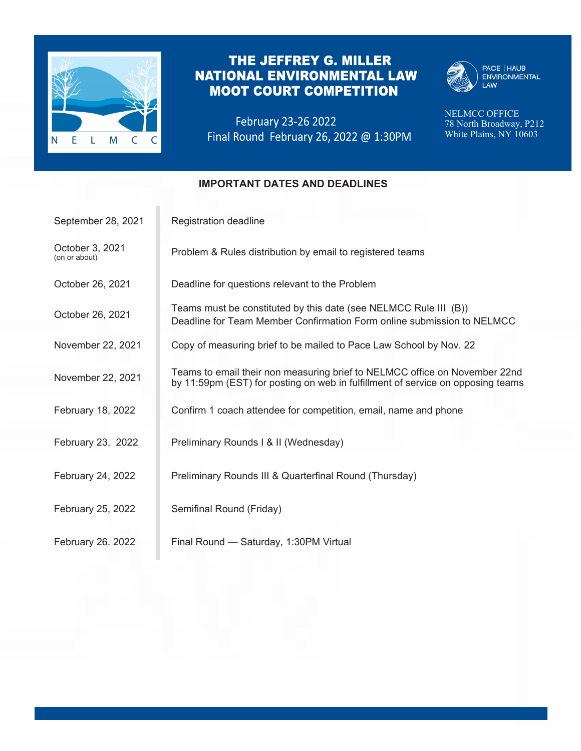# THE JEFFREY G. MILLER NATIONAL ENVIRONMENTAL LAW MOOT COURT COMPETITION

February 23-26 2022
Final Round February 26, 2022 @ 1:30PM

PACE | HAUB ENVIRONMENTAL LAW

NELMCC OFFICE
78 North Broadway, P212
White Plains, NY 10603

## IMPORTANT DATES AND DEADLINES

| Date | Deadline |
|---|---|
| September 28, 2021 | Registration deadline |
| October 3, 2021 (on or about) | Problem & Rules distribution by email to registered teams |
| October 26, 2021 | Deadline for questions relevant to the Problem |
| October 26, 2021 | Teams must be constituted by this date (see NELMCC Rule III (B))<br>Deadline for Team Member Confirmation Form online submission to NELMCC |
| November 22, 2021 | Copy of measuring brief to be mailed to Pace Law School by Nov. 22 |
| November 22, 2021 | Teams to email their non measuring brief to NELMCC office on November 22nd by 11:59pm (EST) for posting on web in fulfillment of service on opposing teams |
| February 18, 2022 | Confirm 1 coach attendee for competition, email, name and phone |
| February 23, 2022 | Preliminary Rounds I & II (Wednesday) |
| February 24, 2022 | Preliminary Rounds III & Quarterfinal Round (Thursday) |
| February 25, 2022 | Semifinal Round (Friday) |
| February 26. 2022 | Final Round — Saturday, 1:30PM Virtual |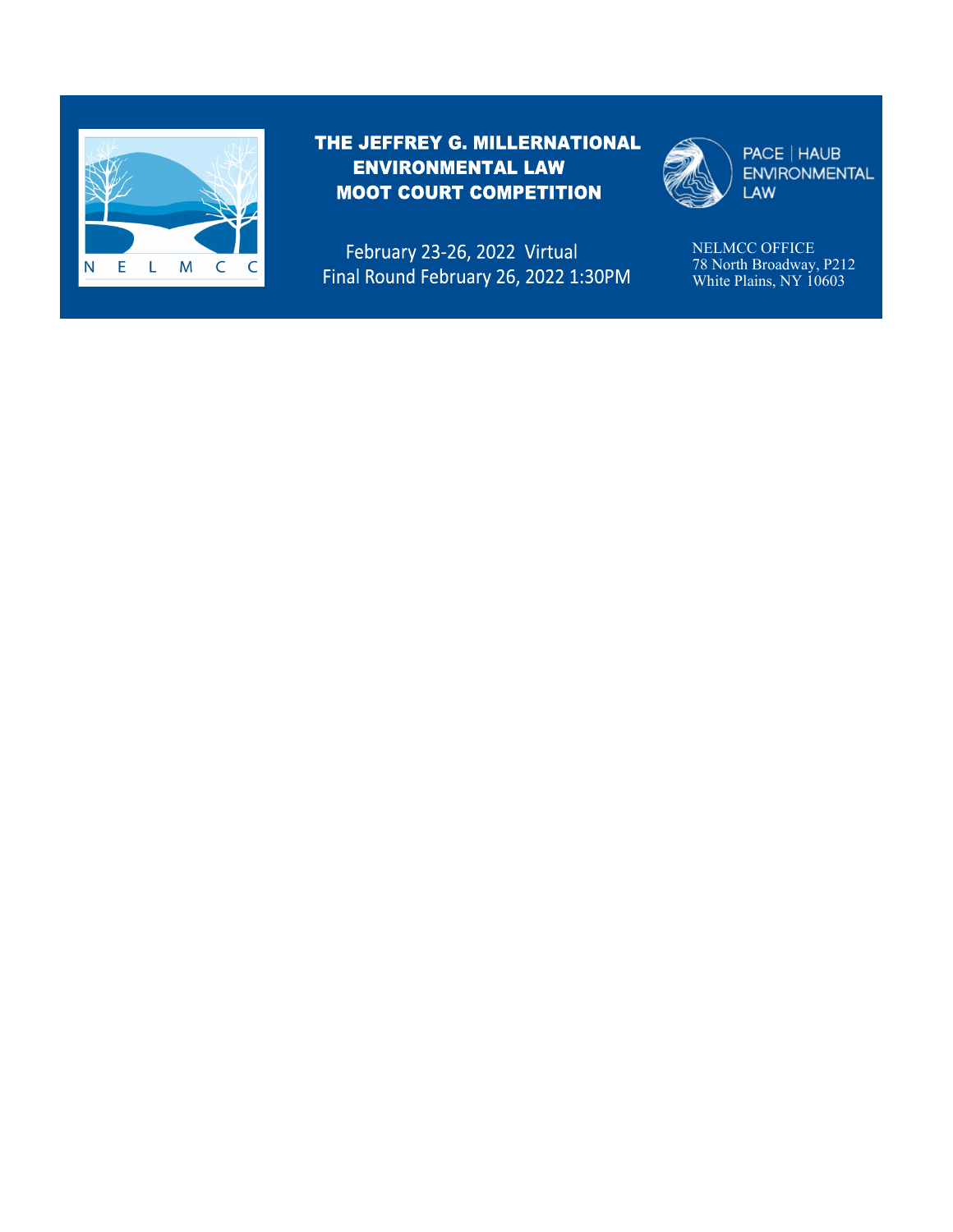N E L M C C

**THE JEFFREY G. MILLERNATIONAL ENVIRONMENTAL LAW MOOT COURT COMPETITION**

February 23-26, 2022 Virtual
Final Round February 26, 2022 1:30PM

PACE | HAUB ENVIRONMENTAL LAW

NELMCC OFFICE
78 North Broadway, P212
White Plains, NY 10603